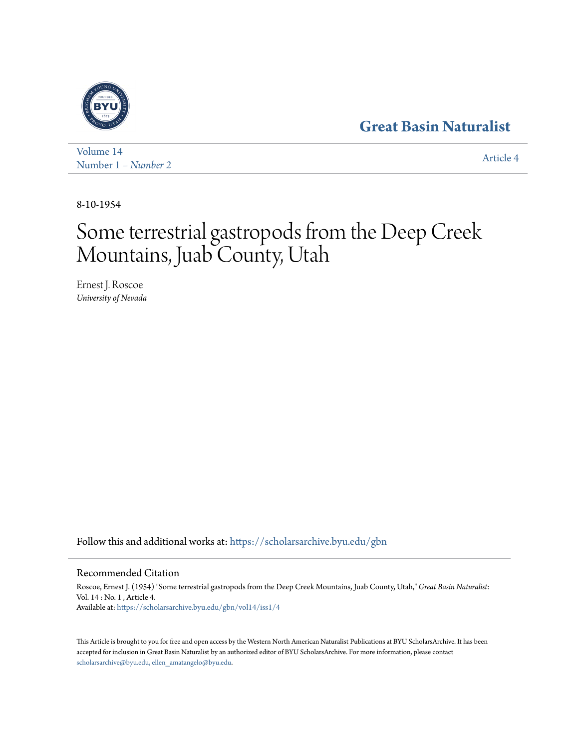Great Basin Naturalist

Volume 14
Number 1 – *Number 2*

Article 4

8-10-1954

# Some terrestrial gastropods from the Deep Creek Mountains, Juab County, Utah

Ernest J. Roscoe
*University of Nevada*

Follow this and additional works at: https://scholarsarchive.byu.edu/gbn

## Recommended Citation

Roscoe, Ernest J. (1954) "Some terrestrial gastropods from the Deep Creek Mountains, Juab County, Utah," *Great Basin Naturalist*: Vol. 14 : No. 1 , Article 4.
Available at: https://scholarsarchive.byu.edu/gbn/vol14/iss1/4

This Article is brought to you for free and open access by the Western North American Naturalist Publications at BYU ScholarsArchive. It has been accepted for inclusion in Great Basin Naturalist by an authorized editor of BYU ScholarsArchive. For more information, please contact scholarsarchive@byu.edu, ellen_amatangelo@byu.edu.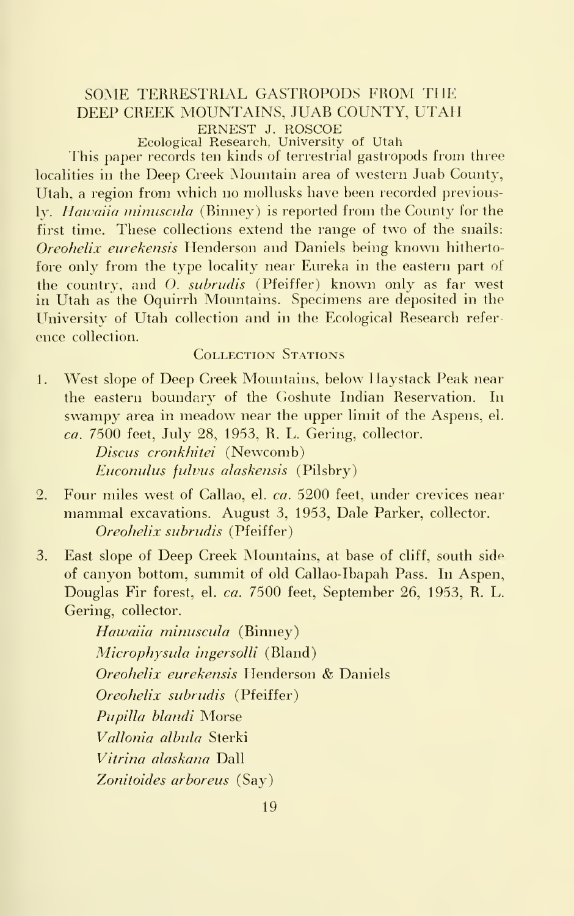## SOME TERRESTRIAL GASTROPODS FROM THE DEEP CREEK MOUNTAINS, JUAB COUNTY, UTAH

ERNEST J. ROSCOE

Ecological Research, University of Utah

This paper records ten kinds of terrestrial gastropods from three localities in the Deep Creek Mountain area of western Juab County, Utah, a region from which no mollusks have been recorded previously. *Hawaiia minuscula* (Binney) is reported from the County for the first time. These collections extend the range of two of the snails: *Oreohelix eurekensis* Henderson and Daniels being known hitherto-fore only from the type locality near Eureka in the eastern part of the country, and *O. subrudis* (Pfeiffer) known only as far west in Utah as the Oquirrh Mountains. Specimens are deposited in the University of Utah collection and in the Ecological Research reference collection.

### Collection Stations

1. West slope of Deep Creek Mountains, below Haystack Peak near the eastern boundary of the Goshute Indian Reservation. In swampy area in meadow near the upper limit of the Aspens, el. *ca.* 7500 feet, July 28, 1953, R. L. Gering, collector.

   *Discus cronkhitei* (Newcomb)
   *Euconulus fulvus alaskensis* (Pilsbry)

2. Four miles west of Callao, el. *ca.* 5200 feet, under crevices near mammal excavations. August 3, 1953, Dale Parker, collector.

   *Oreohelix subrudis* (Pfeiffer)

3. East slope of Deep Creek Mountains, at base of cliff, south side of canyon bottom, summit of old Callao-Ibapah Pass. In Aspen, Douglas Fir forest, el. *ca.* 7500 feet, September 26, 1953, R. L. Gering, collector.

   *Hawaiia minuscula* (Binney)
   *Microphysula ingersolli* (Bland)
   *Oreohelix eurekensis* Henderson & Daniels
   *Oreohelix subrudis* (Pfeiffer)
   *Pupilla blandi* Morse
   *Vallonia albula* Sterki
   *Vitrina alaskana* Dall
   *Zonitoides arboreus* (Say)